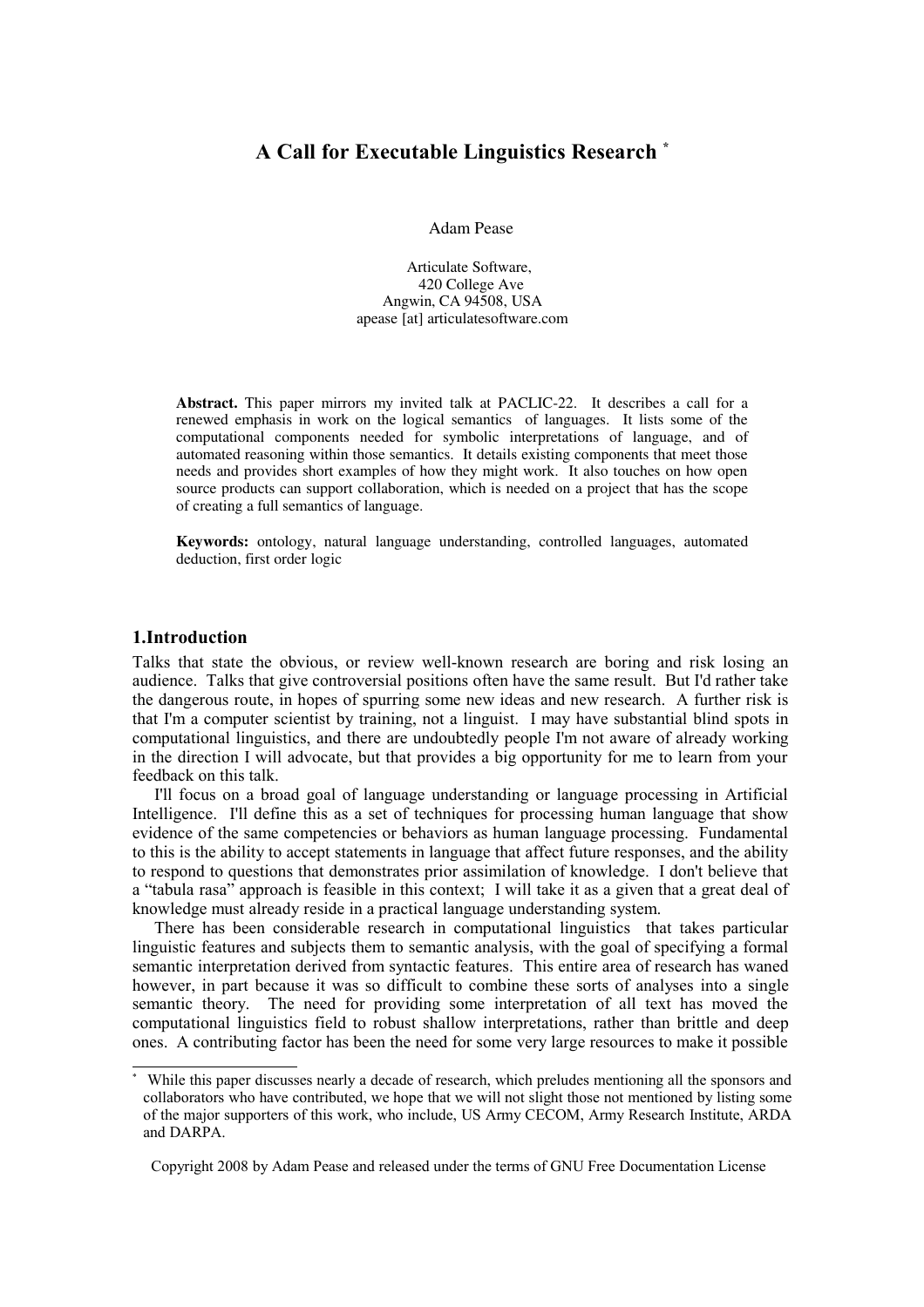# A Call for Executable Linguistics Research [*]

Adam Pease

Articulate Software,
420 College Ave
Angwin, CA 94508, USA
apease [at] articulatesoftware.com

**Abstract.** This paper mirrors my invited talk at PACLIC-22. It describes a call for a renewed emphasis in work on the logical semantics of languages. It lists some of the computational components needed for symbolic interpretations of language, and of automated reasoning within those semantics. It details existing components that meet those needs and provides short examples of how they might work. It also touches on how open source products can support collaboration, which is needed on a project that has the scope of creating a full semantics of language.

**Keywords:** ontology, natural language understanding, controlled languages, automated deduction, first order logic

## 1.Introduction

Talks that state the obvious, or review well-known research are boring and risk losing an audience. Talks that give controversial positions often have the same result. But I'd rather take the dangerous route, in hopes of spurring some new ideas and new research. A further risk is that I'm a computer scientist by training, not a linguist. I may have substantial blind spots in computational linguistics, and there are undoubtedly people I'm not aware of already working in the direction I will advocate, but that provides a big opportunity for me to learn from your feedback on this talk.

I'll focus on a broad goal of language understanding or language processing in Artificial Intelligence. I'll define this as a set of techniques for processing human language that show evidence of the same competencies or behaviors as human language processing. Fundamental to this is the ability to accept statements in language that affect future responses, and the ability to respond to questions that demonstrates prior assimilation of knowledge. I don't believe that a "tabula rasa" approach is feasible in this context; I will take it as a given that a great deal of knowledge must already reside in a practical language understanding system.

There has been considerable research in computational linguistics that takes particular linguistic features and subjects them to semantic analysis, with the goal of specifying a formal semantic interpretation derived from syntactic features. This entire area of research has waned however, in part because it was so difficult to combine these sorts of analyses into a single semantic theory. The need for providing some interpretation of all text has moved the computational linguistics field to robust shallow interpretations, rather than brittle and deep ones. A contributing factor has been the need for some very large resources to make it possible

[*] While this paper discusses nearly a decade of research, which preludes mentioning all the sponsors and collaborators who have contributed, we hope that we will not slight those not mentioned by listing some of the major supporters of this work, who include, US Army CECOM, Army Research Institute, ARDA and DARPA.

Copyright 2008 by Adam Pease and released under the terms of GNU Free Documentation License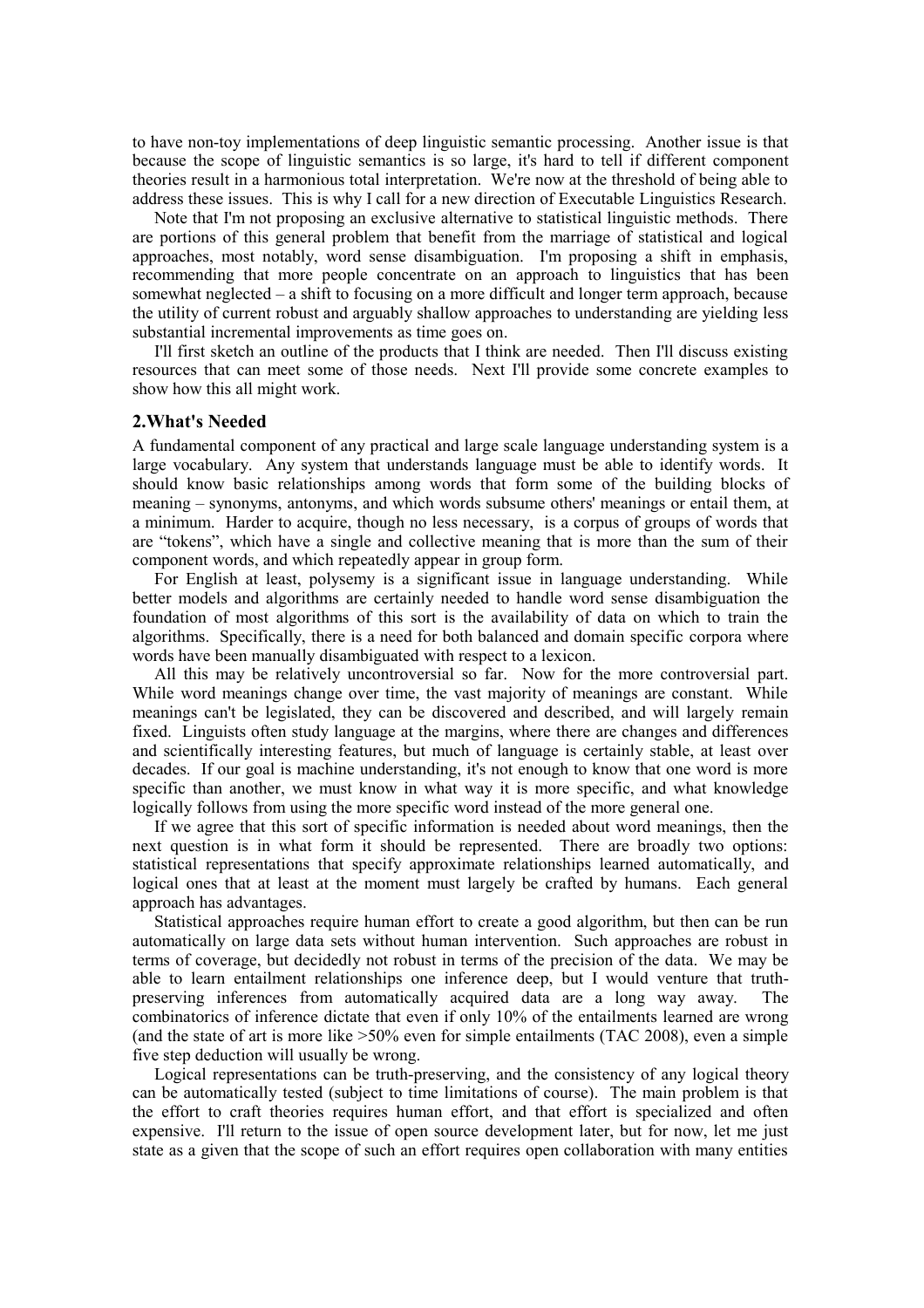to have non-toy implementations of deep linguistic semantic processing. Another issue is that because the scope of linguistic semantics is so large, it's hard to tell if different component theories result in a harmonious total interpretation. We're now at the threshold of being able to address these issues. This is why I call for a new direction of Executable Linguistics Research.

Note that I'm not proposing an exclusive alternative to statistical linguistic methods. There are portions of this general problem that benefit from the marriage of statistical and logical approaches, most notably, word sense disambiguation. I'm proposing a shift in emphasis, recommending that more people concentrate on an approach to linguistics that has been somewhat neglected – a shift to focusing on a more difficult and longer term approach, because the utility of current robust and arguably shallow approaches to understanding are yielding less substantial incremental improvements as time goes on.

I'll first sketch an outline of the products that I think are needed. Then I'll discuss existing resources that can meet some of those needs. Next I'll provide some concrete examples to show how this all might work.

## 2.What's Needed

A fundamental component of any practical and large scale language understanding system is a large vocabulary. Any system that understands language must be able to identify words. It should know basic relationships among words that form some of the building blocks of meaning – synonyms, antonyms, and which words subsume others' meanings or entail them, at a minimum. Harder to acquire, though no less necessary, is a corpus of groups of words that are "tokens", which have a single and collective meaning that is more than the sum of their component words, and which repeatedly appear in group form.

For English at least, polysemy is a significant issue in language understanding. While better models and algorithms are certainly needed to handle word sense disambiguation the foundation of most algorithms of this sort is the availability of data on which to train the algorithms. Specifically, there is a need for both balanced and domain specific corpora where words have been manually disambiguated with respect to a lexicon.

All this may be relatively uncontroversial so far. Now for the more controversial part. While word meanings change over time, the vast majority of meanings are constant. While meanings can't be legislated, they can be discovered and described, and will largely remain fixed. Linguists often study language at the margins, where there are changes and differences and scientifically interesting features, but much of language is certainly stable, at least over decades. If our goal is machine understanding, it's not enough to know that one word is more specific than another, we must know in what way it is more specific, and what knowledge logically follows from using the more specific word instead of the more general one.

If we agree that this sort of specific information is needed about word meanings, then the next question is in what form it should be represented. There are broadly two options: statistical representations that specify approximate relationships learned automatically, and logical ones that at least at the moment must largely be crafted by humans. Each general approach has advantages.

Statistical approaches require human effort to create a good algorithm, but then can be run automatically on large data sets without human intervention. Such approaches are robust in terms of coverage, but decidedly not robust in terms of the precision of the data. We may be able to learn entailment relationships one inference deep, but I would venture that truth-preserving inferences from automatically acquired data are a long way away. The combinatorics of inference dictate that even if only 10% of the entailments learned are wrong (and the state of art is more like >50% even for simple entailments (TAC 2008), even a simple five step deduction will usually be wrong.

Logical representations can be truth-preserving, and the consistency of any logical theory can be automatically tested (subject to time limitations of course). The main problem is that the effort to craft theories requires human effort, and that effort is specialized and often expensive. I'll return to the issue of open source development later, but for now, let me just state as a given that the scope of such an effort requires open collaboration with many entities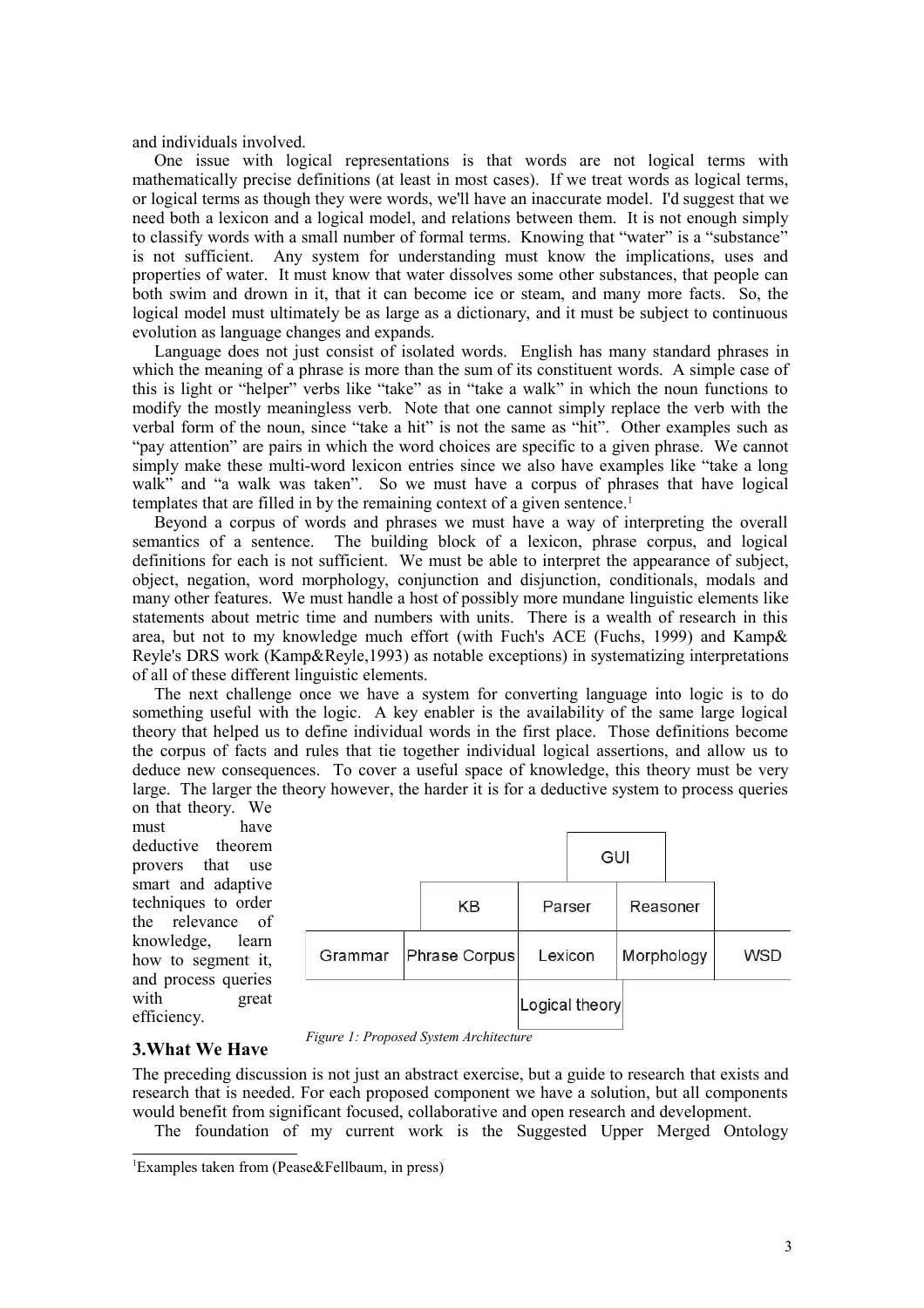and individuals involved.

One issue with logical representations is that words are not logical terms with mathematically precise definitions (at least in most cases). If we treat words as logical terms, or logical terms as though they were words, we'll have an inaccurate model. I'd suggest that we need both a lexicon and a logical model, and relations between them. It is not enough simply to classify words with a small number of formal terms. Knowing that "water" is a "substance" is not sufficient. Any system for understanding must know the implications, uses and properties of water. It must know that water dissolves some other substances, that people can both swim and drown in it, that it can become ice or steam, and many more facts. So, the logical model must ultimately be as large as a dictionary, and it must be subject to continuous evolution as language changes and expands.

Language does not just consist of isolated words. English has many standard phrases in which the meaning of a phrase is more than the sum of its constituent words. A simple case of this is light or "helper" verbs like "take" as in "take a walk" in which the noun functions to modify the mostly meaningless verb. Note that one cannot simply replace the verb with the verbal form of the noun, since "take a hit" is not the same as "hit". Other examples such as "pay attention" are pairs in which the word choices are specific to a given phrase. We cannot simply make these multi-word lexicon entries since we also have examples like "take a long walk" and "a walk was taken". So we must have a corpus of phrases that have logical templates that are filled in by the remaining context of a given sentence.[1]

Beyond a corpus of words and phrases we must have a way of interpreting the overall semantics of a sentence. The building block of a lexicon, phrase corpus, and logical definitions for each is not sufficient. We must be able to interpret the appearance of subject, object, negation, word morphology, conjunction and disjunction, conditionals, modals and many other features. We must handle a host of possibly more mundane linguistic elements like statements about metric time and numbers with units. There is a wealth of research in this area, but not to my knowledge much effort (with Fuch's ACE (Fuchs, 1999) and Kamp& Reyle's DRS work (Kamp&Reyle,1993) as notable exceptions) in systematizing interpretations of all of these different linguistic elements.

The next challenge once we have a system for converting language into logic is to do something useful with the logic. A key enabler is the availability of the same large logical theory that helped us to define individual words in the first place. Those definitions become the corpus of facts and rules that tie together individual logical assertions, and allow us to deduce new consequences. To cover a useful space of knowledge, this theory must be very large. The larger the theory however, the harder it is for a deductive system to process queries on that theory. We must have deductive theorem provers that use smart and adaptive techniques to order the relevance of knowledge, learn how to segment it, and process queries with great efficiency.

| | | GUI | | |
|---|---|---|---|---|
| | KB | Parser | Reasoner | |
| Grammar | Phrase Corpus | Lexicon | Morphology | WSD |
| | | Logical theory | | |

*Figure 1: Proposed System Architecture*

## 3.What We Have

The preceding discussion is not just an abstract exercise, but a guide to research that exists and research that is needed. For each proposed component we have a solution, but all components would benefit from significant focused, collaborative and open research and development.

The foundation of my current work is the Suggested Upper Merged Ontology

[1] Examples taken from (Pease&Fellbaum, in press)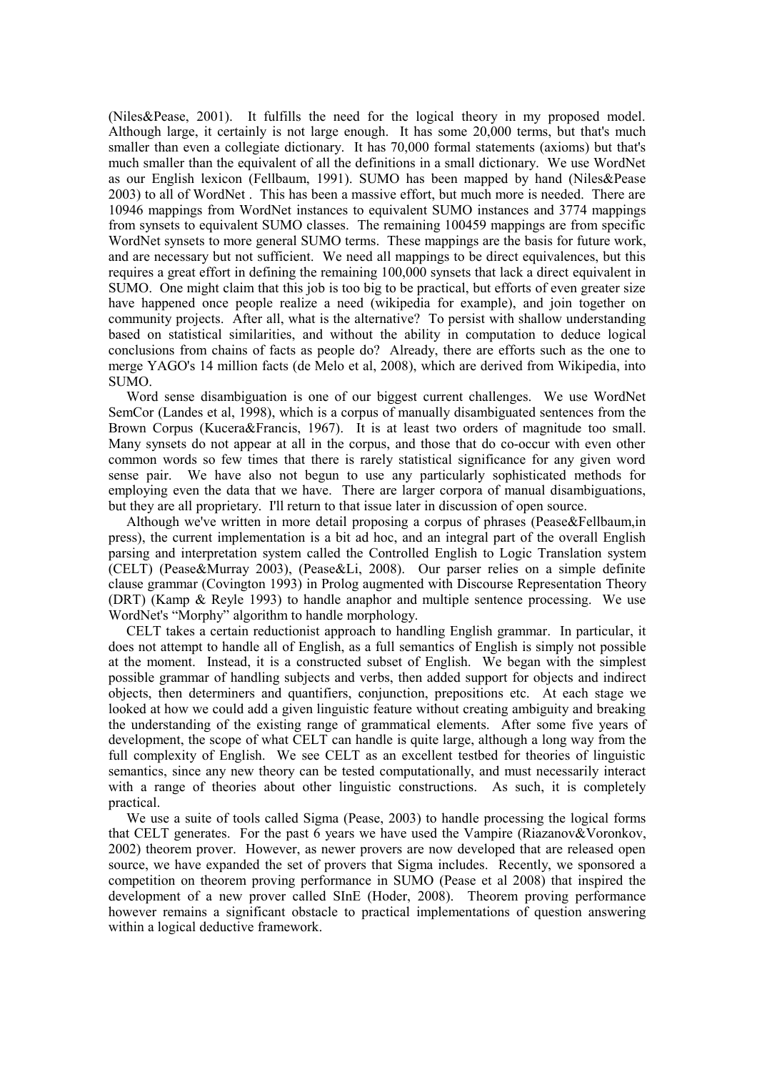(Niles&Pease, 2001). It fulfills the need for the logical theory in my proposed model. Although large, it certainly is not large enough. It has some 20,000 terms, but that's much smaller than even a collegiate dictionary. It has 70,000 formal statements (axioms) but that's much smaller than the equivalent of all the definitions in a small dictionary. We use WordNet as our English lexicon (Fellbaum, 1991). SUMO has been mapped by hand (Niles&Pease 2003) to all of WordNet . This has been a massive effort, but much more is needed. There are 10946 mappings from WordNet instances to equivalent SUMO instances and 3774 mappings from synsets to equivalent SUMO classes. The remaining 100459 mappings are from specific WordNet synsets to more general SUMO terms. These mappings are the basis for future work, and are necessary but not sufficient. We need all mappings to be direct equivalences, but this requires a great effort in defining the remaining 100,000 synsets that lack a direct equivalent in SUMO. One might claim that this job is too big to be practical, but efforts of even greater size have happened once people realize a need (wikipedia for example), and join together on community projects. After all, what is the alternative? To persist with shallow understanding based on statistical similarities, and without the ability in computation to deduce logical conclusions from chains of facts as people do? Already, there are efforts such as the one to merge YAGO's 14 million facts (de Melo et al, 2008), which are derived from Wikipedia, into SUMO.

Word sense disambiguation is one of our biggest current challenges. We use WordNet SemCor (Landes et al, 1998), which is a corpus of manually disambiguated sentences from the Brown Corpus (Kucera&Francis, 1967). It is at least two orders of magnitude too small. Many synsets do not appear at all in the corpus, and those that do co-occur with even other common words so few times that there is rarely statistical significance for any given word sense pair. We have also not begun to use any particularly sophisticated methods for employing even the data that we have. There are larger corpora of manual disambiguations, but they are all proprietary. I'll return to that issue later in discussion of open source.

Although we've written in more detail proposing a corpus of phrases (Pease&Fellbaum,in press), the current implementation is a bit ad hoc, and an integral part of the overall English parsing and interpretation system called the Controlled English to Logic Translation system (CELT) (Pease&Murray 2003), (Pease&Li, 2008). Our parser relies on a simple definite clause grammar (Covington 1993) in Prolog augmented with Discourse Representation Theory (DRT) (Kamp & Reyle 1993) to handle anaphor and multiple sentence processing. We use WordNet's "Morphy" algorithm to handle morphology.

CELT takes a certain reductionist approach to handling English grammar. In particular, it does not attempt to handle all of English, as a full semantics of English is simply not possible at the moment. Instead, it is a constructed subset of English. We began with the simplest possible grammar of handling subjects and verbs, then added support for objects and indirect objects, then determiners and quantifiers, conjunction, prepositions etc. At each stage we looked at how we could add a given linguistic feature without creating ambiguity and breaking the understanding of the existing range of grammatical elements. After some five years of development, the scope of what CELT can handle is quite large, although a long way from the full complexity of English. We see CELT as an excellent testbed for theories of linguistic semantics, since any new theory can be tested computationally, and must necessarily interact with a range of theories about other linguistic constructions. As such, it is completely practical.

We use a suite of tools called Sigma (Pease, 2003) to handle processing the logical forms that CELT generates. For the past 6 years we have used the Vampire (Riazanov&Voronkov, 2002) theorem prover. However, as newer provers are now developed that are released open source, we have expanded the set of provers that Sigma includes. Recently, we sponsored a competition on theorem proving performance in SUMO (Pease et al 2008) that inspired the development of a new prover called SInE (Hoder, 2008). Theorem proving performance however remains a significant obstacle to practical implementations of question answering within a logical deductive framework.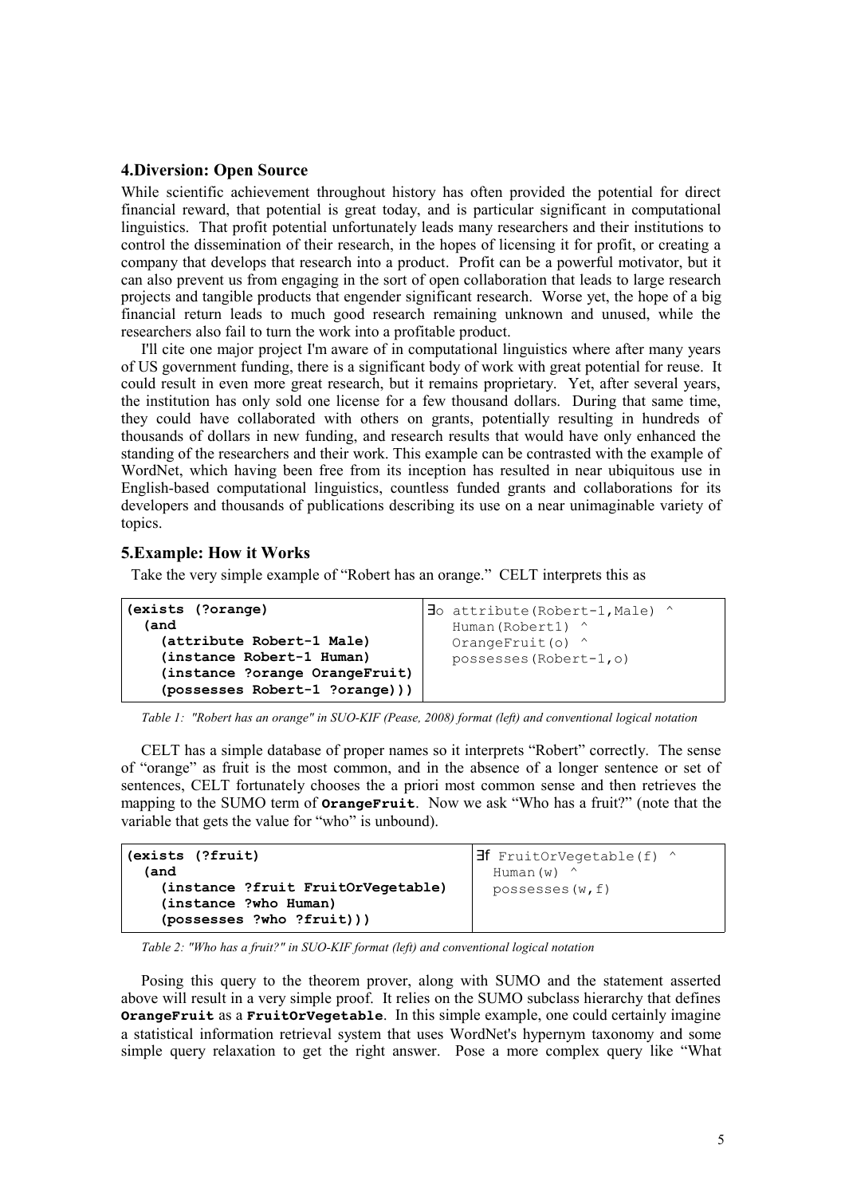## 4.Diversion: Open Source

While scientific achievement throughout history has often provided the potential for direct financial reward, that potential is great today, and is particular significant in computational linguistics. That profit potential unfortunately leads many researchers and their institutions to control the dissemination of their research, in the hopes of licensing it for profit, or creating a company that develops that research into a product. Profit can be a powerful motivator, but it can also prevent us from engaging in the sort of open collaboration that leads to large research projects and tangible products that engender significant research. Worse yet, the hope of a big financial return leads to much good research remaining unknown and unused, while the researchers also fail to turn the work into a profitable product.

I'll cite one major project I'm aware of in computational linguistics where after many years of US government funding, there is a significant body of work with great potential for reuse. It could result in even more great research, but it remains proprietary. Yet, after several years, the institution has only sold one license for a few thousand dollars. During that same time, they could have collaborated with others on grants, potentially resulting in hundreds of thousands of dollars in new funding, and research results that would have only enhanced the standing of the researchers and their work. This example can be contrasted with the example of WordNet, which having been free from its inception has resulted in near ubiquitous use in English-based computational linguistics, countless funded grants and collaborations for its developers and thousands of publications describing its use on a near unimaginable variety of topics.

## 5.Example: How it Works

Take the very simple example of "Robert has an orange." CELT interprets this as

| SUO-KIF | Conventional logical notation |
|---|---|
| `(exists (?orange)`<br>`  (and`<br>`    (attribute Robert-1 Male)`<br>`    (instance Robert-1 Human)`<br>`    (instance ?orange OrangeFruit)`<br>`    (possesses Robert-1 ?orange)))` | `∃o attribute(Robert-1,Male) ^`<br>`   Human(Robert1) ^`<br>`   OrangeFruit(o) ^`<br>`   possesses(Robert-1,o)` |

*Table 1: "Robert has an orange" in SUO-KIF (Pease, 2008) format (left) and conventional logical notation*

CELT has a simple database of proper names so it interprets "Robert" correctly. The sense of "orange" as fruit is the most common, and in the absence of a longer sentence or set of sentences, CELT fortunately chooses the a priori most common sense and then retrieves the mapping to the SUMO term of **OrangeFruit**. Now we ask "Who has a fruit?" (note that the variable that gets the value for "who" is unbound).

| SUO-KIF | Conventional logical notation |
|---|---|
| `(exists (?fruit)`<br>`  (and`<br>`    (instance ?fruit FruitOrVegetable)`<br>`    (instance ?who Human)`<br>`    (possesses ?who ?fruit)))` | `∃f FruitOrVegetable(f) ^`<br>`  Human(w) ^`<br>`  possesses(w,f)` |

*Table 2: "Who has a fruit?" in SUO-KIF format (left) and conventional logical notation*

Posing this query to the theorem prover, along with SUMO and the statement asserted above will result in a very simple proof. It relies on the SUMO subclass hierarchy that defines **OrangeFruit** as a **FruitOrVegetable**. In this simple example, one could certainly imagine a statistical information retrieval system that uses WordNet's hypernym taxonomy and some simple query relaxation to get the right answer. Pose a more complex query like "What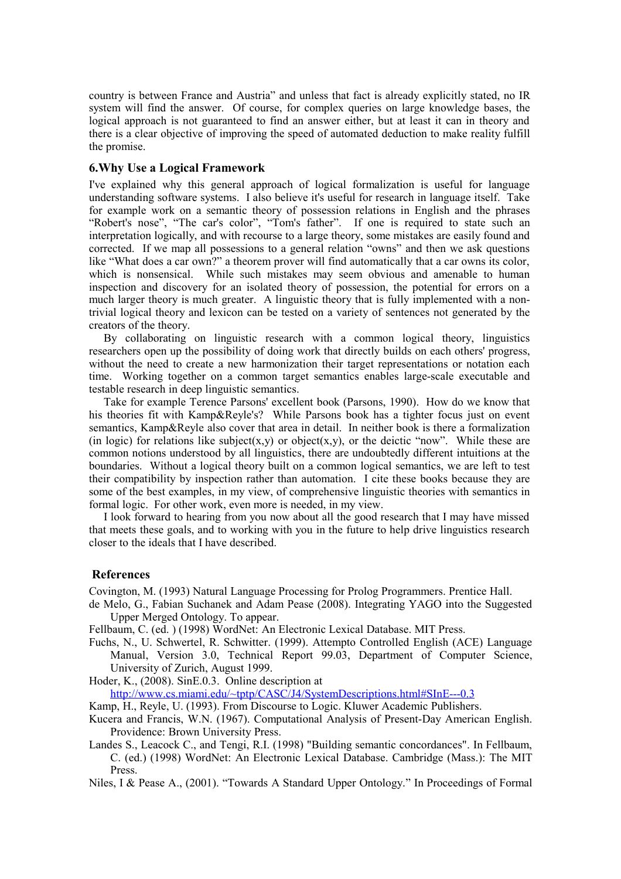country is between France and Austria" and unless that fact is already explicitly stated, no IR system will find the answer. Of course, for complex queries on large knowledge bases, the logical approach is not guaranteed to find an answer either, but at least it can in theory and there is a clear objective of improving the speed of automated deduction to make reality fulfill the promise.

## 6. Why Use a Logical Framework

I've explained why this general approach of logical formalization is useful for language understanding software systems. I also believe it's useful for research in language itself. Take for example work on a semantic theory of possession relations in English and the phrases "Robert's nose", "The car's color", "Tom's father". If one is required to state such an interpretation logically, and with recourse to a large theory, some mistakes are easily found and corrected. If we map all possessions to a general relation "owns" and then we ask such questions like "What does a car own?" a theorem prover will find automatically that a car owns its color, which is nonsensical. While such mistakes may seem obvious and amenable to human inspection and discovery for an isolated theory of possession, the potential for errors on a much larger theory is much greater. A linguistic theory that is fully implemented with a non-trivial logical theory and lexicon can be tested on a variety of sentences not generated by the creators of the theory.

By collaborating on linguistic research with a common logical theory, linguistics researchers open up the possibility of doing work that directly builds on each others' progress, without the need to create a new harmonization their target representations or notation each time. Working together on a common target semantics enables large-scale executable and testable research in deep linguistic semantics.

Take for example Terence Parsons' excellent book (Parsons, 1990). How do we know that his theories fit with Kamp&Reyle's? While Parsons book has a tighter focus just on event semantics, Kamp&Reyle also cover that area in detail. In neither book is there a formalization (in logic) for relations like subject(x,y) or object(x,y), or the deictic "now". While these are common notions understood by all linguistics, there are undoubtedly different intuitions at the boundaries. Without a logical theory built on a common logical semantics, we are left to test their compatibility by inspection rather than automation. I cite these books because they are some of the best examples, in my view, of comprehensive linguistic theories with semantics in formal logic. For other work, even more is needed, in my view.

I look forward to hearing from you now about all the good research that I may have missed that meets these goals, and to working with you in the future to help drive linguistics research closer to the ideals that I have described.

## References

Covington, M. (1993) Natural Language Processing for Prolog Programmers. Prentice Hall.

de Melo, G., Fabian Suchanek and Adam Pease (2008). Integrating YAGO into the Suggested Upper Merged Ontology. To appear.

Fellbaum, C. (ed. ) (1998) WordNet: An Electronic Lexical Database. MIT Press.

Fuchs, N., U. Schwertel, R. Schwitter. (1999). Attempto Controlled English (ACE) Language Manual, Version 3.0, Technical Report 99.03, Department of Computer Science, University of Zurich, August 1999.

Hoder, K., (2008). SinE.0.3. Online description at http://www.cs.miami.edu/~tptp/CASC/J4/SystemDescriptions.html#SInE---0.3

Kamp, H., Reyle, U. (1993). From Discourse to Logic. Kluwer Academic Publishers.

Kucera and Francis, W.N. (1967). Computational Analysis of Present-Day American English. Providence: Brown University Press.

Landes S., Leacock C., and Tengi, R.I. (1998) "Building semantic concordances". In Fellbaum, C. (ed.) (1998) WordNet: An Electronic Lexical Database. Cambridge (Mass.): The MIT Press.

Niles, I & Pease A., (2001). "Towards A Standard Upper Ontology." In Proceedings of Formal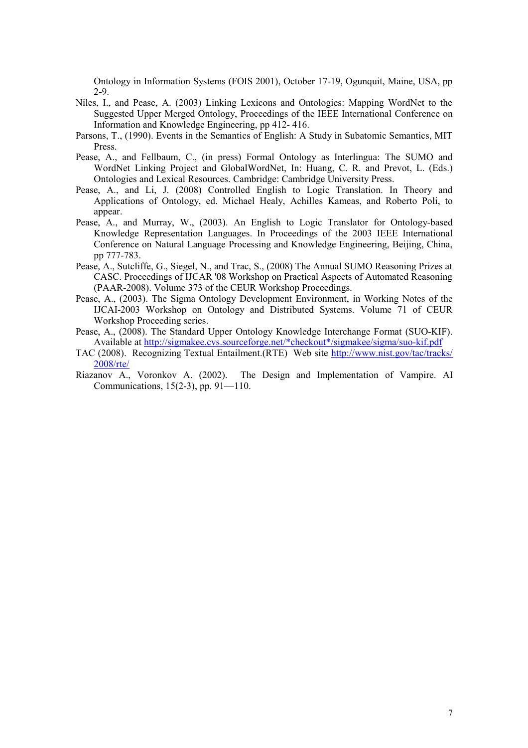Ontology in Information Systems (FOIS 2001), October 17-19, Ogunquit, Maine, USA, pp 2-9.

Niles, I., and Pease, A. (2003) Linking Lexicons and Ontologies: Mapping WordNet to the Suggested Upper Merged Ontology, Proceedings of the IEEE International Conference on Information and Knowledge Engineering, pp 412- 416.

Parsons, T., (1990). Events in the Semantics of English: A Study in Subatomic Semantics, MIT Press.

Pease, A., and Fellbaum, C., (in press) Formal Ontology as Interlingua: The SUMO and WordNet Linking Project and GlobalWordNet, In: Huang, C. R. and Prevot, L. (Eds.) Ontologies and Lexical Resources. Cambridge: Cambridge University Press.

Pease, A., and Li, J. (2008) Controlled English to Logic Translation. In Theory and Applications of Ontology, ed. Michael Healy, Achilles Kameas, and Roberto Poli, to appear.

Pease, A., and Murray, W., (2003). An English to Logic Translator for Ontology-based Knowledge Representation Languages. In Proceedings of the 2003 IEEE International Conference on Natural Language Processing and Knowledge Engineering, Beijing, China, pp 777-783.

Pease, A., Sutcliffe, G., Siegel, N., and Trac, S., (2008) The Annual SUMO Reasoning Prizes at CASC. Proceedings of IJCAR '08 Workshop on Practical Aspects of Automated Reasoning (PAAR-2008). Volume 373 of the CEUR Workshop Proceedings.

Pease, A., (2003). The Sigma Ontology Development Environment, in Working Notes of the IJCAI-2003 Workshop on Ontology and Distributed Systems. Volume 71 of CEUR Workshop Proceeding series.

Pease, A., (2008). The Standard Upper Ontology Knowledge Interchange Format (SUO-KIF). Available at http://sigmakee.cvs.sourceforge.net/*checkout*/sigmakee/sigma/suo-kif.pdf

TAC (2008). Recognizing Textual Entailment.(RTE) Web site http://www.nist.gov/tac/tracks/2008/rte/

Riazanov A., Voronkov A. (2002). The Design and Implementation of Vampire. AI Communications, 15(2-3), pp. 91—110.